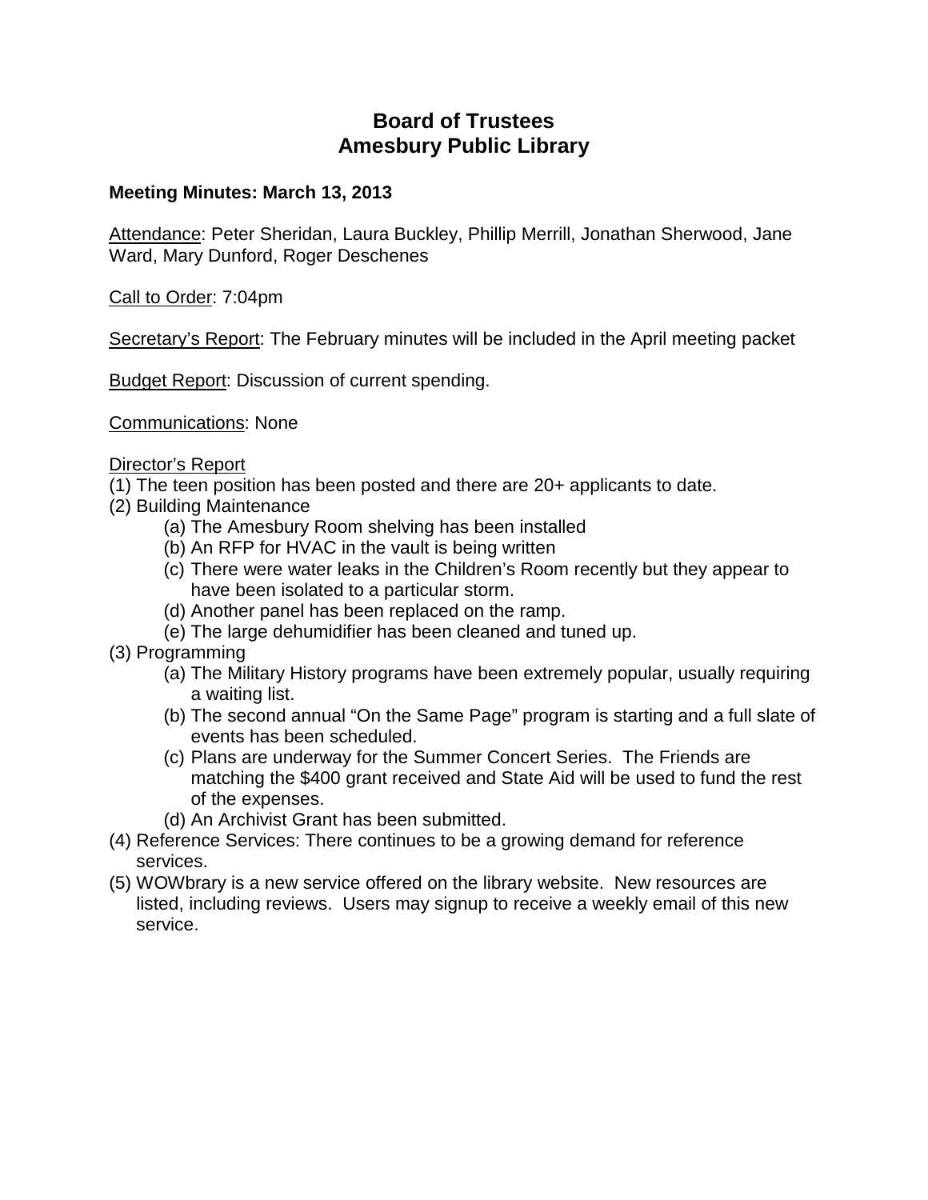# Board of Trustees
# Amesbury Public Library

**Meeting Minutes: March 13, 2013**

Attendance: Peter Sheridan, Laura Buckley, Phillip Merrill, Jonathan Sherwood, Jane Ward, Mary Dunford, Roger Deschenes

Call to Order: 7:04pm

Secretary's Report: The February minutes will be included in the April meeting packet

Budget Report: Discussion of current spending.

Communications: None

Director's Report

(1) The teen position has been posted and there are 20+ applicants to date.

(2) Building Maintenance
   - (a) The Amesbury Room shelving has been installed
   - (b) An RFP for HVAC in the vault is being written
   - (c) There were water leaks in the Children's Room recently but they appear to have been isolated to a particular storm.
   - (d) Another panel has been replaced on the ramp.
   - (e) The large dehumidifier has been cleaned and tuned up.

(3) Programming
   - (a) The Military History programs have been extremely popular, usually requiring a waiting list.
   - (b) The second annual "On the Same Page" program is starting and a full slate of events has been scheduled.
   - (c) Plans are underway for the Summer Concert Series. The Friends are matching the $400 grant received and State Aid will be used to fund the rest of the expenses.
   - (d) An Archivist Grant has been submitted.

(4) Reference Services: There continues to be a growing demand for reference services.

(5) WOWbrary is a new service offered on the library website. New resources are listed, including reviews. Users may signup to receive a weekly email of this new service.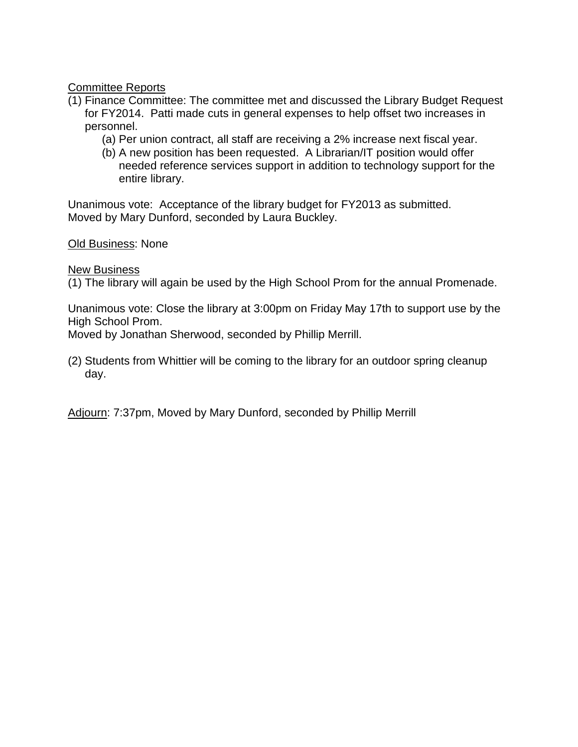Committee Reports

(1) Finance Committee: The committee met and discussed the Library Budget Request for FY2014. Patti made cuts in general expenses to help offset two increases in personnel.
    (a) Per union contract, all staff are receiving a 2% increase next fiscal year.
    (b) A new position has been requested. A Librarian/IT position would offer needed reference services support in addition to technology support for the entire library.

Unanimous vote: Acceptance of the library budget for FY2013 as submitted.
Moved by Mary Dunford, seconded by Laura Buckley.

Old Business: None

New Business

(1) The library will again be used by the High School Prom for the annual Promenade.

Unanimous vote: Close the library at 3:00pm on Friday May 17th to support use by the High School Prom.
Moved by Jonathan Sherwood, seconded by Phillip Merrill.

(2) Students from Whittier will be coming to the library for an outdoor spring cleanup day.

Adjourn: 7:37pm, Moved by Mary Dunford, seconded by Phillip Merrill